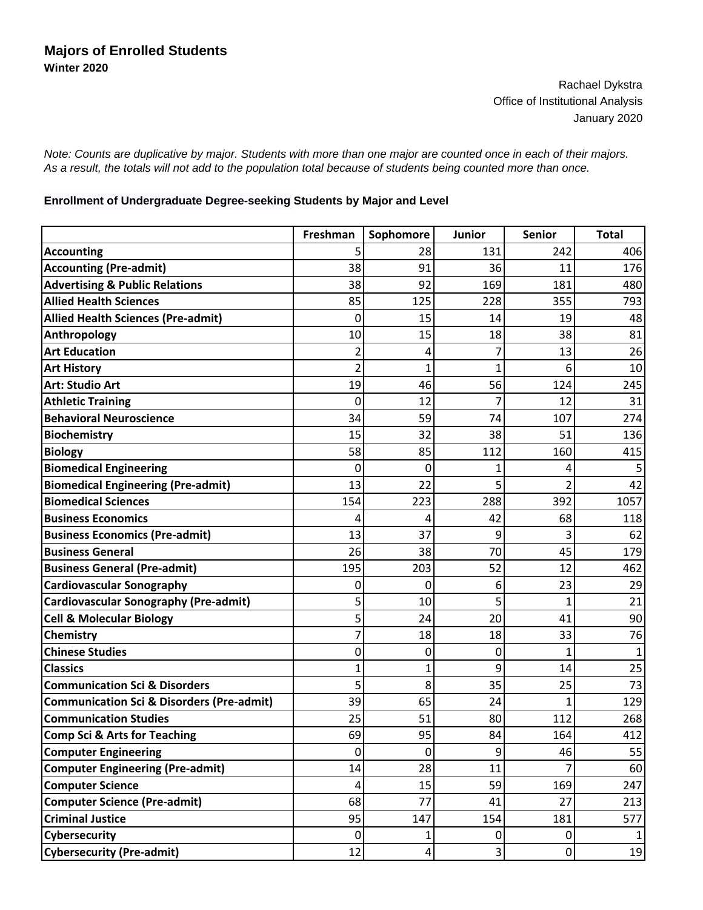# Majors of Enrolled Students

**Winter 2020**

Rachael Dykstra
Office of Institutional Analysis
January 2020

*Note: Counts are duplicative by major. Students with more than one major are counted once in each of their majors. As a result, the totals will not add to the population total because of students being counted more than once.*

### Enrollment of Undergraduate Degree-seeking Students by Major and Level

| | Freshman | Sophomore | Junior | Senior | Total |
|---|---|---|---|---|---|
| **Accounting** | 5 | 28 | 131 | 242 | 406 |
| **Accounting (Pre-admit)** | 38 | 91 | 36 | 11 | 176 |
| **Advertising & Public Relations** | 38 | 92 | 169 | 181 | 480 |
| **Allied Health Sciences** | 85 | 125 | 228 | 355 | 793 |
| **Allied Health Sciences (Pre-admit)** | 0 | 15 | 14 | 19 | 48 |
| **Anthropology** | 10 | 15 | 18 | 38 | 81 |
| **Art Education** | 2 | 4 | 7 | 13 | 26 |
| **Art History** | 2 | 1 | 1 | 6 | 10 |
| **Art: Studio Art** | 19 | 46 | 56 | 124 | 245 |
| **Athletic Training** | 0 | 12 | 7 | 12 | 31 |
| **Behavioral Neuroscience** | 34 | 59 | 74 | 107 | 274 |
| **Biochemistry** | 15 | 32 | 38 | 51 | 136 |
| **Biology** | 58 | 85 | 112 | 160 | 415 |
| **Biomedical Engineering** | 0 | 0 | 1 | 4 | 5 |
| **Biomedical Engineering (Pre-admit)** | 13 | 22 | 5 | 2 | 42 |
| **Biomedical Sciences** | 154 | 223 | 288 | 392 | 1057 |
| **Business Economics** | 4 | 4 | 42 | 68 | 118 |
| **Business Economics (Pre-admit)** | 13 | 37 | 9 | 3 | 62 |
| **Business General** | 26 | 38 | 70 | 45 | 179 |
| **Business General (Pre-admit)** | 195 | 203 | 52 | 12 | 462 |
| **Cardiovascular Sonography** | 0 | 0 | 6 | 23 | 29 |
| **Cardiovascular Sonography (Pre-admit)** | 5 | 10 | 5 | 1 | 21 |
| **Cell & Molecular Biology** | 5 | 24 | 20 | 41 | 90 |
| **Chemistry** | 7 | 18 | 18 | 33 | 76 |
| **Chinese Studies** | 0 | 0 | 0 | 1 | 1 |
| **Classics** | 1 | 1 | 9 | 14 | 25 |
| **Communication Sci & Disorders** | 5 | 8 | 35 | 25 | 73 |
| **Communication Sci & Disorders (Pre-admit)** | 39 | 65 | 24 | 1 | 129 |
| **Communication Studies** | 25 | 51 | 80 | 112 | 268 |
| **Comp Sci & Arts for Teaching** | 69 | 95 | 84 | 164 | 412 |
| **Computer Engineering** | 0 | 0 | 9 | 46 | 55 |
| **Computer Engineering (Pre-admit)** | 14 | 28 | 11 | 7 | 60 |
| **Computer Science** | 4 | 15 | 59 | 169 | 247 |
| **Computer Science (Pre-admit)** | 68 | 77 | 41 | 27 | 213 |
| **Criminal Justice** | 95 | 147 | 154 | 181 | 577 |
| **Cybersecurity** | 0 | 1 | 0 | 0 | 1 |
| **Cybersecurity (Pre-admit)** | 12 | 4 | 3 | 0 | 19 |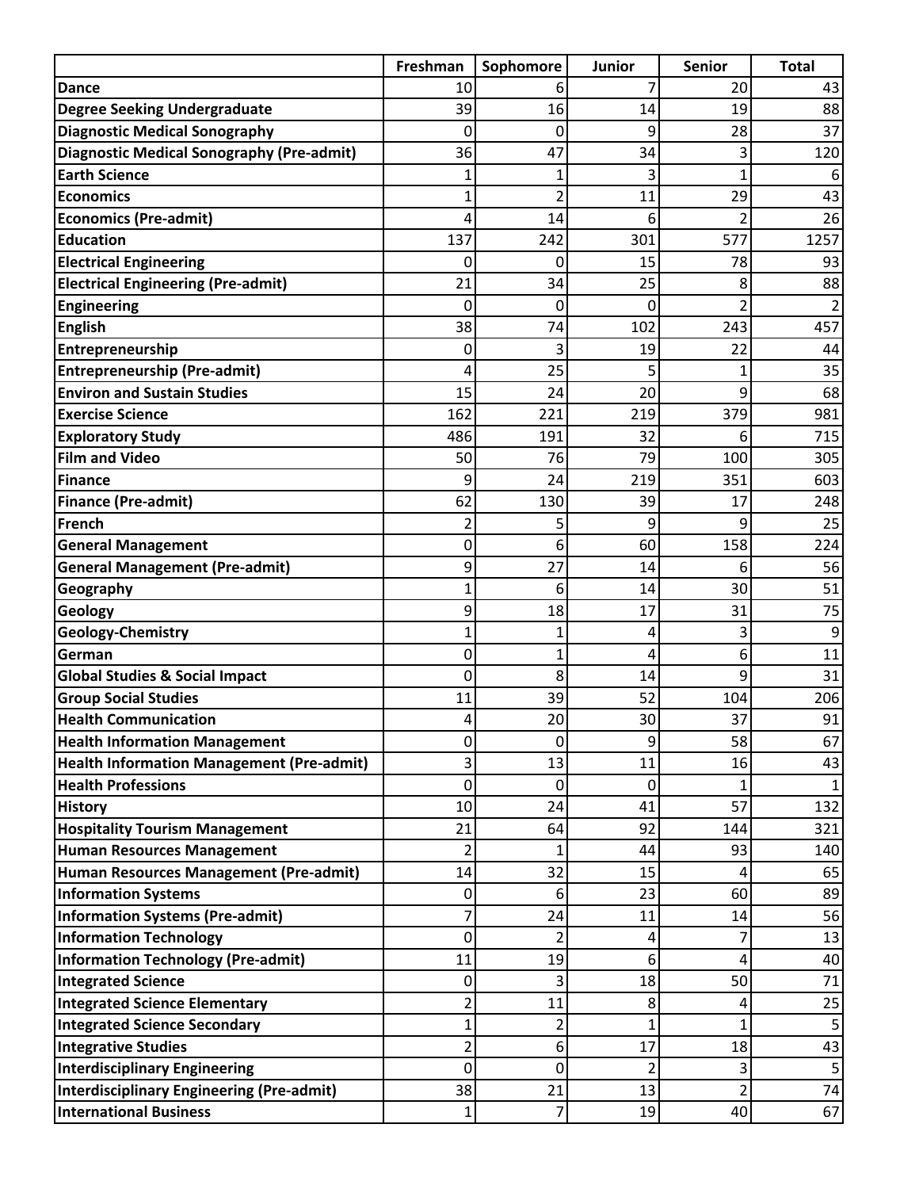| | Freshman | Sophomore | Junior | Senior | Total |
|---|---|---|---|---|---|
| **Dance** | 10 | 6 | 7 | 20 | 43 |
| **Degree Seeking Undergraduate** | 39 | 16 | 14 | 19 | 88 |
| **Diagnostic Medical Sonography** | 0 | 0 | 9 | 28 | 37 |
| **Diagnostic Medical Sonography (Pre-admit)** | 36 | 47 | 34 | 3 | 120 |
| **Earth Science** | 1 | 1 | 3 | 1 | 6 |
| **Economics** | 1 | 2 | 11 | 29 | 43 |
| **Economics (Pre-admit)** | 4 | 14 | 6 | 2 | 26 |
| **Education** | 137 | 242 | 301 | 577 | 1257 |
| **Electrical Engineering** | 0 | 0 | 15 | 78 | 93 |
| **Electrical Engineering (Pre-admit)** | 21 | 34 | 25 | 8 | 88 |
| **Engineering** | 0 | 0 | 0 | 2 | 2 |
| **English** | 38 | 74 | 102 | 243 | 457 |
| **Entrepreneurship** | 0 | 3 | 19 | 22 | 44 |
| **Entrepreneurship (Pre-admit)** | 4 | 25 | 5 | 1 | 35 |
| **Environ and Sustain Studies** | 15 | 24 | 20 | 9 | 68 |
| **Exercise Science** | 162 | 221 | 219 | 379 | 981 |
| **Exploratory Study** | 486 | 191 | 32 | 6 | 715 |
| **Film and Video** | 50 | 76 | 79 | 100 | 305 |
| **Finance** | 9 | 24 | 219 | 351 | 603 |
| **Finance (Pre-admit)** | 62 | 130 | 39 | 17 | 248 |
| **French** | 2 | 5 | 9 | 9 | 25 |
| **General Management** | 0 | 6 | 60 | 158 | 224 |
| **General Management (Pre-admit)** | 9 | 27 | 14 | 6 | 56 |
| **Geography** | 1 | 6 | 14 | 30 | 51 |
| **Geology** | 9 | 18 | 17 | 31 | 75 |
| **Geology-Chemistry** | 1 | 1 | 4 | 3 | 9 |
| **German** | 0 | 1 | 4 | 6 | 11 |
| **Global Studies & Social Impact** | 0 | 8 | 14 | 9 | 31 |
| **Group Social Studies** | 11 | 39 | 52 | 104 | 206 |
| **Health Communication** | 4 | 20 | 30 | 37 | 91 |
| **Health Information Management** | 0 | 0 | 9 | 58 | 67 |
| **Health Information Management (Pre-admit)** | 3 | 13 | 11 | 16 | 43 |
| **Health Professions** | 0 | 0 | 0 | 1 | 1 |
| **History** | 10 | 24 | 41 | 57 | 132 |
| **Hospitality Tourism Management** | 21 | 64 | 92 | 144 | 321 |
| **Human Resources Management** | 2 | 1 | 44 | 93 | 140 |
| **Human Resources Management (Pre-admit)** | 14 | 32 | 15 | 4 | 65 |
| **Information Systems** | 0 | 6 | 23 | 60 | 89 |
| **Information Systems (Pre-admit)** | 7 | 24 | 11 | 14 | 56 |
| **Information Technology** | 0 | 2 | 4 | 7 | 13 |
| **Information Technology (Pre-admit)** | 11 | 19 | 6 | 4 | 40 |
| **Integrated Science** | 0 | 3 | 18 | 50 | 71 |
| **Integrated Science Elementary** | 2 | 11 | 8 | 4 | 25 |
| **Integrated Science Secondary** | 1 | 2 | 1 | 1 | 5 |
| **Integrative Studies** | 2 | 6 | 17 | 18 | 43 |
| **Interdisciplinary Engineering** | 0 | 0 | 2 | 3 | 5 |
| **Interdisciplinary Engineering (Pre-admit)** | 38 | 21 | 13 | 2 | 74 |
| **International Business** | 1 | 7 | 19 | 40 | 67 |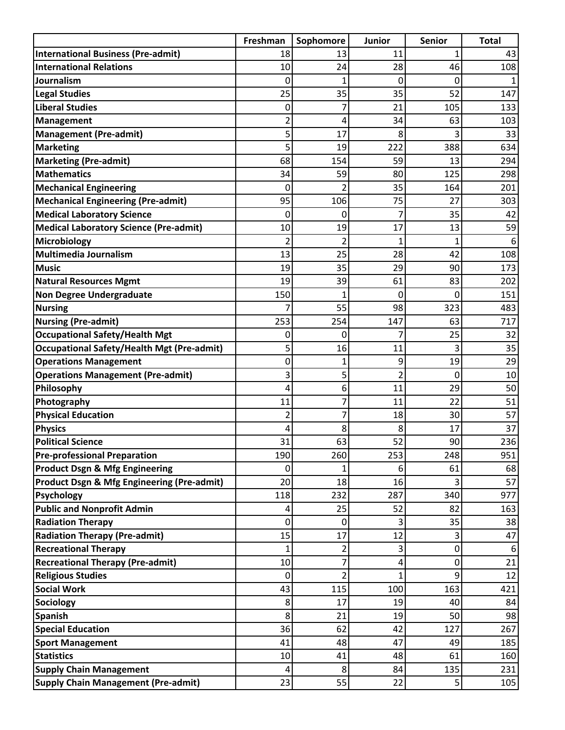| | Freshman | Sophomore | Junior | Senior | Total |
|---|---|---|---|---|---|
| **International Business (Pre-admit)** | 18 | 13 | 11 | 1 | 43 |
| **International Relations** | 10 | 24 | 28 | 46 | 108 |
| **Journalism** | 0 | 1 | 0 | 0 | 1 |
| **Legal Studies** | 25 | 35 | 35 | 52 | 147 |
| **Liberal Studies** | 0 | 7 | 21 | 105 | 133 |
| **Management** | 2 | 4 | 34 | 63 | 103 |
| **Management (Pre-admit)** | 5 | 17 | 8 | 3 | 33 |
| **Marketing** | 5 | 19 | 222 | 388 | 634 |
| **Marketing (Pre-admit)** | 68 | 154 | 59 | 13 | 294 |
| **Mathematics** | 34 | 59 | 80 | 125 | 298 |
| **Mechanical Engineering** | 0 | 2 | 35 | 164 | 201 |
| **Mechanical Engineering (Pre-admit)** | 95 | 106 | 75 | 27 | 303 |
| **Medical Laboratory Science** | 0 | 0 | 7 | 35 | 42 |
| **Medical Laboratory Science (Pre-admit)** | 10 | 19 | 17 | 13 | 59 |
| **Microbiology** | 2 | 2 | 1 | 1 | 6 |
| **Multimedia Journalism** | 13 | 25 | 28 | 42 | 108 |
| **Music** | 19 | 35 | 29 | 90 | 173 |
| **Natural Resources Mgmt** | 19 | 39 | 61 | 83 | 202 |
| **Non Degree Undergraduate** | 150 | 1 | 0 | 0 | 151 |
| **Nursing** | 7 | 55 | 98 | 323 | 483 |
| **Nursing (Pre-admit)** | 253 | 254 | 147 | 63 | 717 |
| **Occupational Safety/Health Mgt** | 0 | 0 | 7 | 25 | 32 |
| **Occupational Safety/Health Mgt (Pre-admit)** | 5 | 16 | 11 | 3 | 35 |
| **Operations Management** | 0 | 1 | 9 | 19 | 29 |
| **Operations Management (Pre-admit)** | 3 | 5 | 2 | 0 | 10 |
| **Philosophy** | 4 | 6 | 11 | 29 | 50 |
| **Photography** | 11 | 7 | 11 | 22 | 51 |
| **Physical Education** | 2 | 7 | 18 | 30 | 57 |
| **Physics** | 4 | 8 | 8 | 17 | 37 |
| **Political Science** | 31 | 63 | 52 | 90 | 236 |
| **Pre-professional Preparation** | 190 | 260 | 253 | 248 | 951 |
| **Product Dsgn & Mfg Engineering** | 0 | 1 | 6 | 61 | 68 |
| **Product Dsgn & Mfg Engineering (Pre-admit)** | 20 | 18 | 16 | 3 | 57 |
| **Psychology** | 118 | 232 | 287 | 340 | 977 |
| **Public and Nonprofit Admin** | 4 | 25 | 52 | 82 | 163 |
| **Radiation Therapy** | 0 | 0 | 3 | 35 | 38 |
| **Radiation Therapy (Pre-admit)** | 15 | 17 | 12 | 3 | 47 |
| **Recreational Therapy** | 1 | 2 | 3 | 0 | 6 |
| **Recreational Therapy (Pre-admit)** | 10 | 7 | 4 | 0 | 21 |
| **Religious Studies** | 0 | 2 | 1 | 9 | 12 |
| **Social Work** | 43 | 115 | 100 | 163 | 421 |
| **Sociology** | 8 | 17 | 19 | 40 | 84 |
| **Spanish** | 8 | 21 | 19 | 50 | 98 |
| **Special Education** | 36 | 62 | 42 | 127 | 267 |
| **Sport Management** | 41 | 48 | 47 | 49 | 185 |
| **Statistics** | 10 | 41 | 48 | 61 | 160 |
| **Supply Chain Management** | 4 | 8 | 84 | 135 | 231 |
| **Supply Chain Management (Pre-admit)** | 23 | 55 | 22 | 5 | 105 |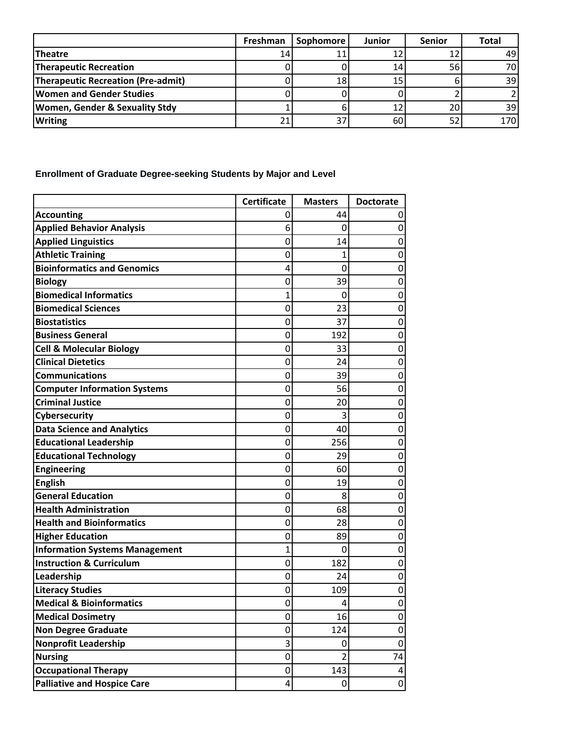| | Freshman | Sophomore | Junior | Senior | Total |
|---|---|---|---|---|---|
| **Theatre** | 14 | 11 | 12 | 12 | 49 |
| **Therapeutic Recreation** | 0 | 0 | 14 | 56 | 70 |
| **Therapeutic Recreation (Pre-admit)** | 0 | 18 | 15 | 6 | 39 |
| **Women and Gender Studies** | 0 | 0 | 0 | 2 | 2 |
| **Women, Gender & Sexuality Stdy** | 1 | 6 | 12 | 20 | 39 |
| **Writing** | 21 | 37 | 60 | 52 | 170 |

**Enrollment of Graduate Degree-seeking Students by Major and Level**

| | Certificate | Masters | Doctorate |
|---|---|---|---|
| **Accounting** | 0 | 44 | 0 |
| **Applied Behavior Analysis** | 6 | 0 | 0 |
| **Applied Linguistics** | 0 | 14 | 0 |
| **Athletic Training** | 0 | 1 | 0 |
| **Bioinformatics and Genomics** | 4 | 0 | 0 |
| **Biology** | 0 | 39 | 0 |
| **Biomedical Informatics** | 1 | 0 | 0 |
| **Biomedical Sciences** | 0 | 23 | 0 |
| **Biostatistics** | 0 | 37 | 0 |
| **Business General** | 0 | 192 | 0 |
| **Cell & Molecular Biology** | 0 | 33 | 0 |
| **Clinical Dietetics** | 0 | 24 | 0 |
| **Communications** | 0 | 39 | 0 |
| **Computer Information Systems** | 0 | 56 | 0 |
| **Criminal Justice** | 0 | 20 | 0 |
| **Cybersecurity** | 0 | 3 | 0 |
| **Data Science and Analytics** | 0 | 40 | 0 |
| **Educational Leadership** | 0 | 256 | 0 |
| **Educational Technology** | 0 | 29 | 0 |
| **Engineering** | 0 | 60 | 0 |
| **English** | 0 | 19 | 0 |
| **General Education** | 0 | 8 | 0 |
| **Health Administration** | 0 | 68 | 0 |
| **Health and Bioinformatics** | 0 | 28 | 0 |
| **Higher Education** | 0 | 89 | 0 |
| **Information Systems Management** | 1 | 0 | 0 |
| **Instruction & Curriculum** | 0 | 182 | 0 |
| **Leadership** | 0 | 24 | 0 |
| **Literacy Studies** | 0 | 109 | 0 |
| **Medical & Bioinformatics** | 0 | 4 | 0 |
| **Medical Dosimetry** | 0 | 16 | 0 |
| **Non Degree Graduate** | 0 | 124 | 0 |
| **Nonprofit Leadership** | 3 | 0 | 0 |
| **Nursing** | 0 | 2 | 74 |
| **Occupational Therapy** | 0 | 143 | 4 |
| **Palliative and Hospice Care** | 4 | 0 | 0 |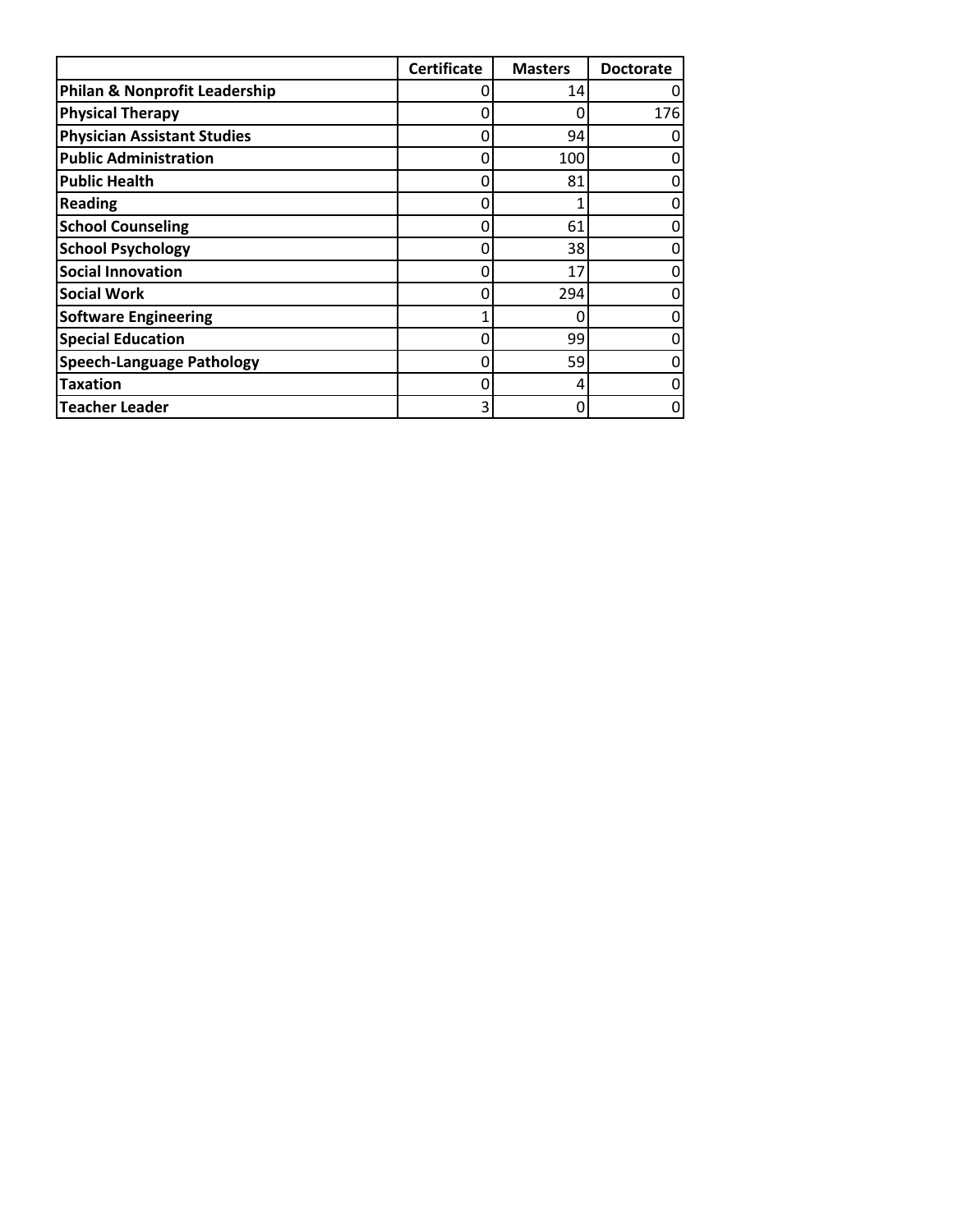| | Certificate | Masters | Doctorate |
|---|---|---|---|
| **Philan & Nonprofit Leadership** | 0 | 14 | 0 |
| **Physical Therapy** | 0 | 0 | 176 |
| **Physician Assistant Studies** | 0 | 94 | 0 |
| **Public Administration** | 0 | 100 | 0 |
| **Public Health** | 0 | 81 | 0 |
| **Reading** | 0 | 1 | 0 |
| **School Counseling** | 0 | 61 | 0 |
| **School Psychology** | 0 | 38 | 0 |
| **Social Innovation** | 0 | 17 | 0 |
| **Social Work** | 0 | 294 | 0 |
| **Software Engineering** | 1 | 0 | 0 |
| **Special Education** | 0 | 99 | 0 |
| **Speech-Language Pathology** | 0 | 59 | 0 |
| **Taxation** | 0 | 4 | 0 |
| **Teacher Leader** | 3 | 0 | 0 |